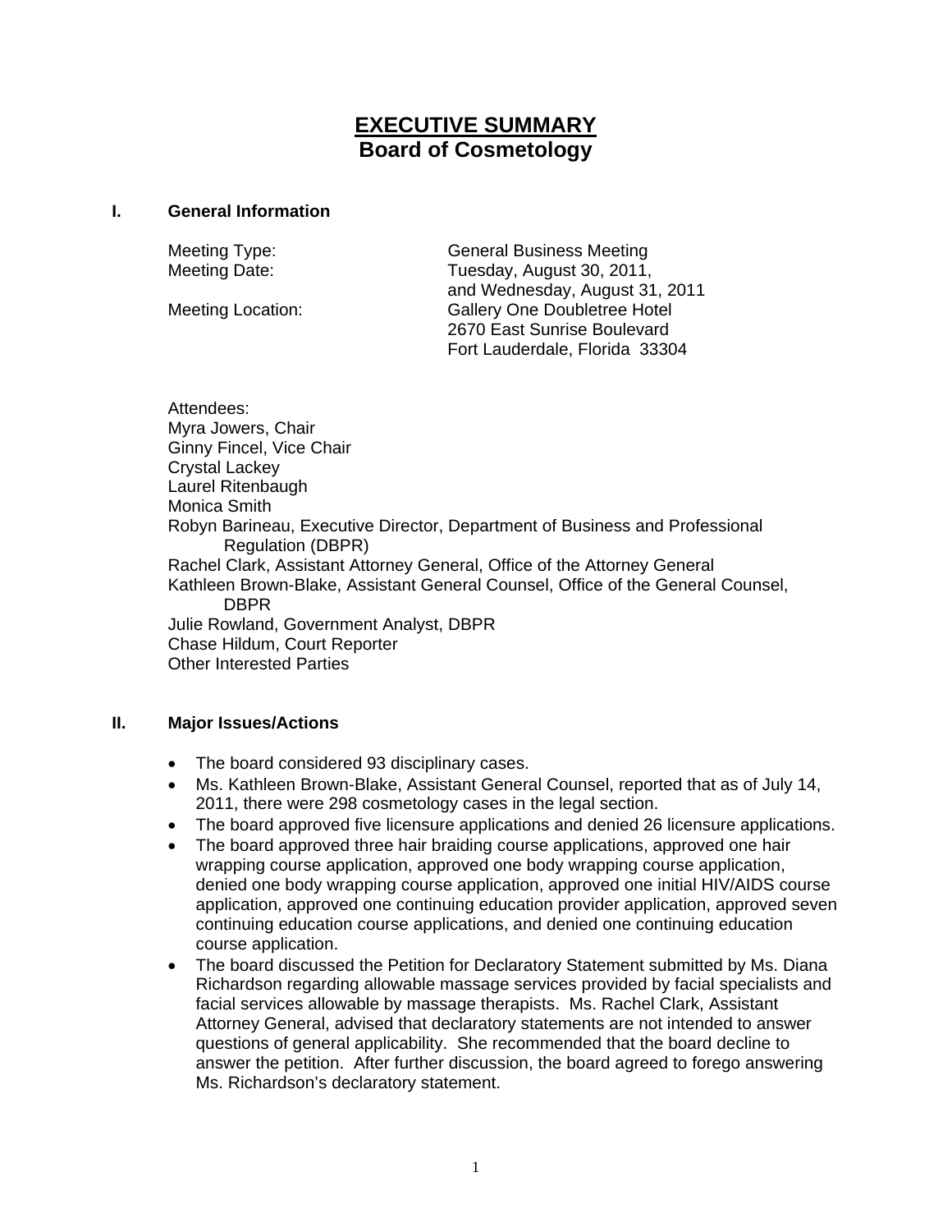# EXECUTIVE SUMMARY
## Board of Cosmetology

### I. General Information

Meeting Type: General Business Meeting

Meeting Date: Tuesday, August 30, 2011, and Wednesday, August 31, 2011

Meeting Location: Gallery One Doubletree Hotel
2670 East Sunrise Boulevard
Fort Lauderdale, Florida 33304

Attendees:
Myra Jowers, Chair
Ginny Fincel, Vice Chair
Crystal Lackey
Laurel Ritenbaugh
Monica Smith
Robyn Barineau, Executive Director, Department of Business and Professional Regulation (DBPR)
Rachel Clark, Assistant Attorney General, Office of the Attorney General
Kathleen Brown-Blake, Assistant General Counsel, Office of the General Counsel, DBPR
Julie Rowland, Government Analyst, DBPR
Chase Hildum, Court Reporter
Other Interested Parties

### II. Major Issues/Actions

- The board considered 93 disciplinary cases.
- Ms. Kathleen Brown-Blake, Assistant General Counsel, reported that as of July 14, 2011, there were 298 cosmetology cases in the legal section.
- The board approved five licensure applications and denied 26 licensure applications.
- The board approved three hair braiding course applications, approved one hair wrapping course application, approved one body wrapping course application, denied one body wrapping course application, approved one initial HIV/AIDS course application, approved one continuing education provider application, approved seven continuing education course applications, and denied one continuing education course application.
- The board discussed the Petition for Declaratory Statement submitted by Ms. Diana Richardson regarding allowable massage services provided by facial specialists and facial services allowable by massage therapists. Ms. Rachel Clark, Assistant Attorney General, advised that declaratory statements are not intended to answer questions of general applicability. She recommended that the board decline to answer the petition. After further discussion, the board agreed to forego answering Ms. Richardson's declaratory statement.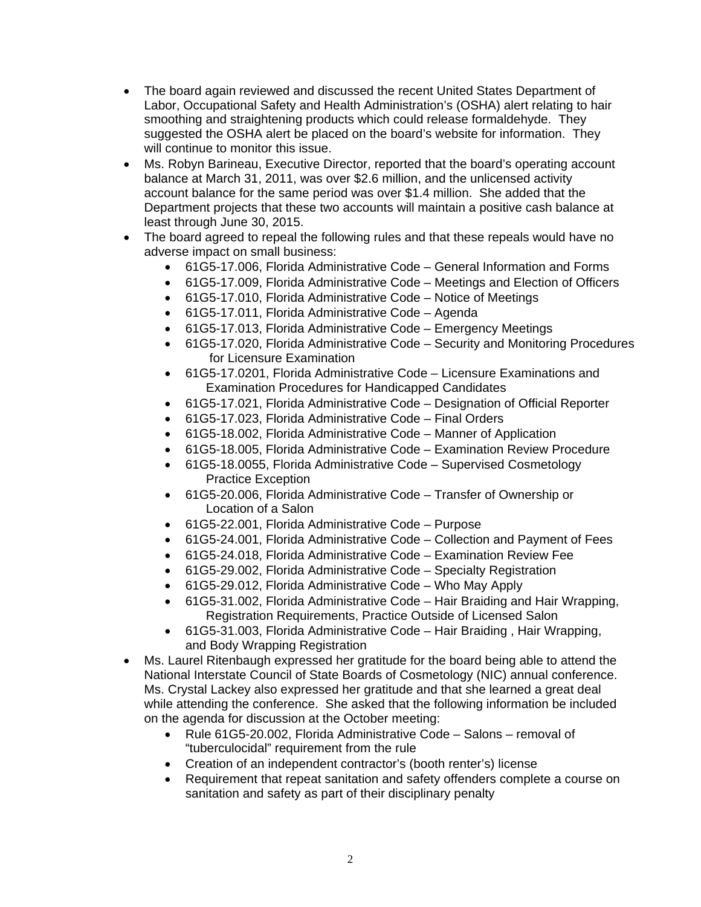- The board again reviewed and discussed the recent United States Department of Labor, Occupational Safety and Health Administration's (OSHA) alert relating to hair smoothing and straightening products which could release formaldehyde. They suggested the OSHA alert be placed on the board's website for information. They will continue to monitor this issue.
- Ms. Robyn Barineau, Executive Director, reported that the board's operating account balance at March 31, 2011, was over $2.6 million, and the unlicensed activity account balance for the same period was over $1.4 million. She added that the Department projects that these two accounts will maintain a positive cash balance at least through June 30, 2015.
- The board agreed to repeal the following rules and that these repeals would have no adverse impact on small business:
    - 61G5-17.006, Florida Administrative Code – General Information and Forms
    - 61G5-17.009, Florida Administrative Code – Meetings and Election of Officers
    - 61G5-17.010, Florida Administrative Code – Notice of Meetings
    - 61G5-17.011, Florida Administrative Code – Agenda
    - 61G5-17.013, Florida Administrative Code – Emergency Meetings
    - 61G5-17.020, Florida Administrative Code – Security and Monitoring Procedures for Licensure Examination
    - 61G5-17.0201, Florida Administrative Code – Licensure Examinations and Examination Procedures for Handicapped Candidates
    - 61G5-17.021, Florida Administrative Code – Designation of Official Reporter
    - 61G5-17.023, Florida Administrative Code – Final Orders
    - 61G5-18.002, Florida Administrative Code – Manner of Application
    - 61G5-18.005, Florida Administrative Code – Examination Review Procedure
    - 61G5-18.0055, Florida Administrative Code – Supervised Cosmetology Practice Exception
    - 61G5-20.006, Florida Administrative Code – Transfer of Ownership or Location of a Salon
    - 61G5-22.001, Florida Administrative Code – Purpose
    - 61G5-24.001, Florida Administrative Code – Collection and Payment of Fees
    - 61G5-24.018, Florida Administrative Code – Examination Review Fee
    - 61G5-29.002, Florida Administrative Code – Specialty Registration
    - 61G5-29.012, Florida Administrative Code – Who May Apply
    - 61G5-31.002, Florida Administrative Code – Hair Braiding and Hair Wrapping, Registration Requirements, Practice Outside of Licensed Salon
    - 61G5-31.003, Florida Administrative Code – Hair Braiding , Hair Wrapping, and Body Wrapping Registration
- Ms. Laurel Ritenbaugh expressed her gratitude for the board being able to attend the National Interstate Council of State Boards of Cosmetology (NIC) annual conference. Ms. Crystal Lackey also expressed her gratitude and that she learned a great deal while attending the conference. She asked that the following information be included on the agenda for discussion at the October meeting:
    - Rule 61G5-20.002, Florida Administrative Code – Salons – removal of "tuberculocidal" requirement from the rule
    - Creation of an independent contractor's (booth renter's) license
    - Requirement that repeat sanitation and safety offenders complete a course on sanitation and safety as part of their disciplinary penalty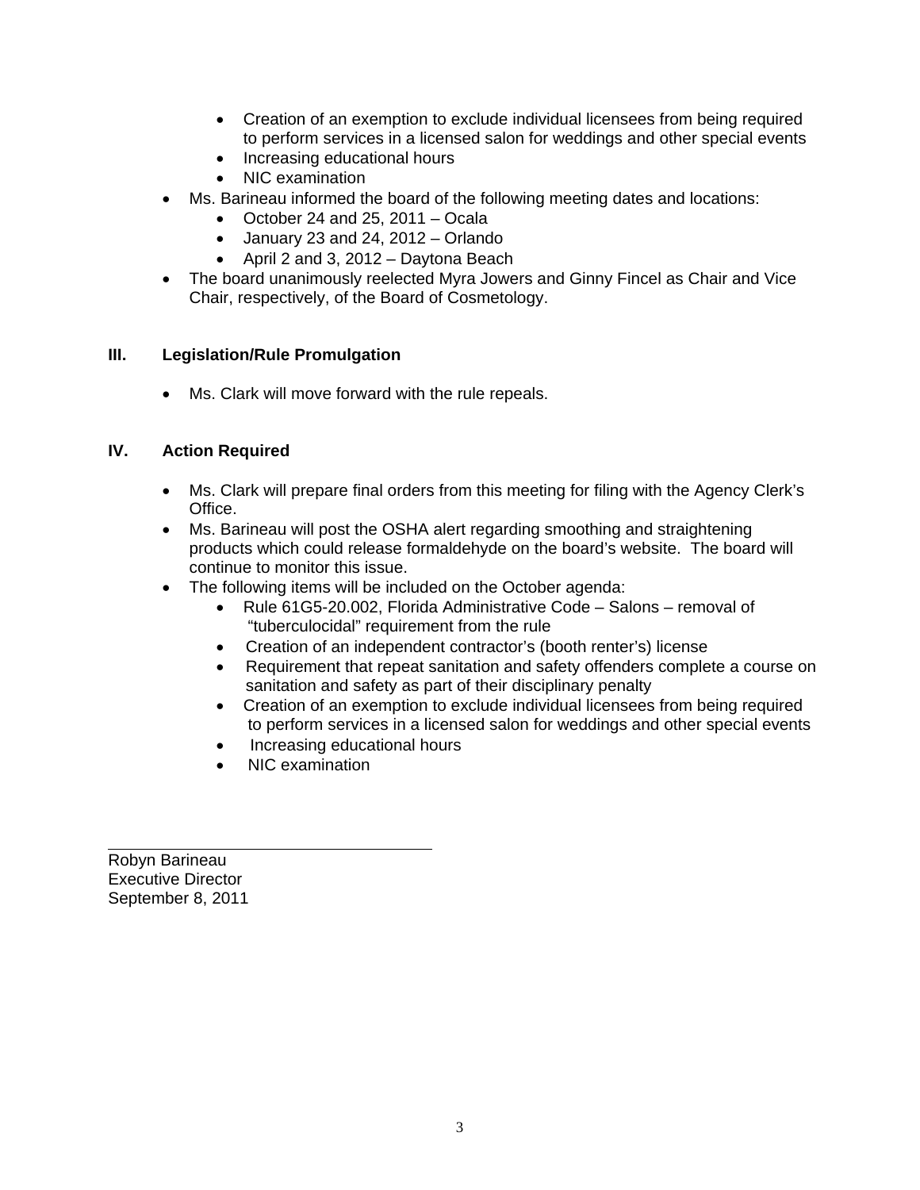- Creation of an exemption to exclude individual licensees from being required to perform services in a licensed salon for weddings and other special events
    - Increasing educational hours
    - NIC examination
- Ms. Barineau informed the board of the following meeting dates and locations:
    - October 24 and 25, 2011 – Ocala
    - January 23 and 24, 2012 – Orlando
    - April 2 and 3, 2012 – Daytona Beach
- The board unanimously reelected Myra Jowers and Ginny Fincel as Chair and Vice Chair, respectively, of the Board of Cosmetology.

## III. Legislation/Rule Promulgation

- Ms. Clark will move forward with the rule repeals.

## IV. Action Required

- Ms. Clark will prepare final orders from this meeting for filing with the Agency Clerk's Office.
- Ms. Barineau will post the OSHA alert regarding smoothing and straightening products which could release formaldehyde on the board's website. The board will continue to monitor this issue.
- The following items will be included on the October agenda:
    - Rule 61G5-20.002, Florida Administrative Code – Salons – removal of "tuberculocidal" requirement from the rule
    - Creation of an independent contractor's (booth renter's) license
    - Requirement that repeat sanitation and safety offenders complete a course on sanitation and safety as part of their disciplinary penalty
    - Creation of an exemption to exclude individual licensees from being required to perform services in a licensed salon for weddings and other special events
    - Increasing educational hours
    - NIC examination

Robyn Barineau
Executive Director
September 8, 2011